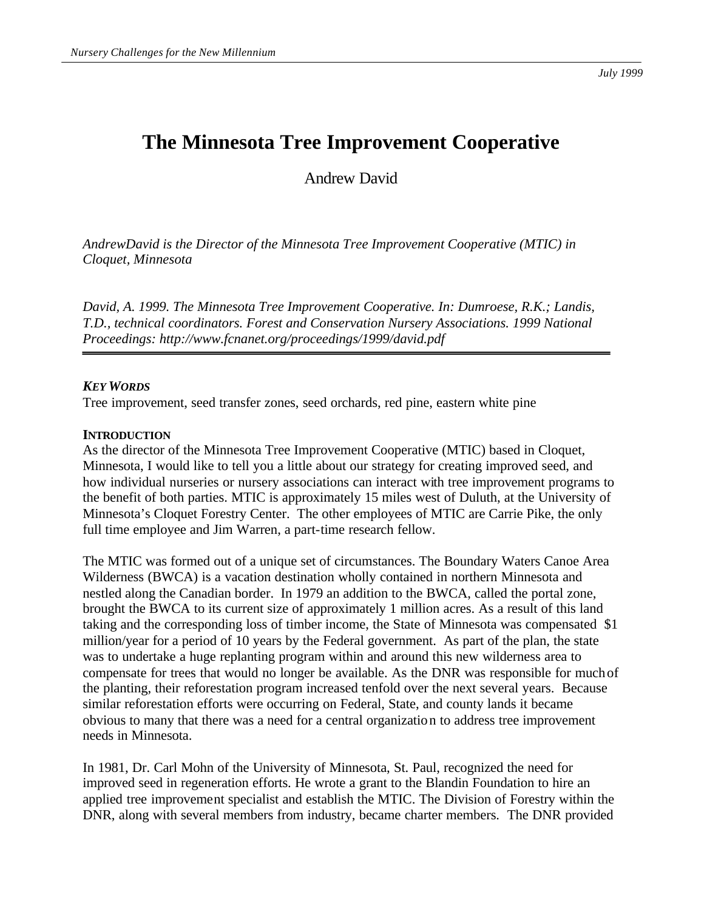# The Minnesota Tree Improvement Cooperative

Andrew David

*AndrewDavid is the Director of the Minnesota Tree Improvement Cooperative (MTIC) in Cloquet, Minnesota*

*David, A. 1999. The Minnesota Tree Improvement Cooperative. In: Dumroese, R.K.; Landis, T.D., technical coordinators. Forest and Conservation Nursery Associations. 1999 National Proceedings: http://www.fcnanet.org/proceedings/1999/david.pdf*

***KEY WORDS***

Tree improvement, seed transfer zones, seed orchards, red pine, eastern white pine

**INTRODUCTION**

As the director of the Minnesota Tree Improvement Cooperative (MTIC) based in Cloquet, Minnesota, I would like to tell you a little about our strategy for creating improved seed, and how individual nurseries or nursery associations can interact with tree improvement programs to the benefit of both parties. MTIC is approximately 15 miles west of Duluth, at the University of Minnesota's Cloquet Forestry Center. The other employees of MTIC are Carrie Pike, the only full time employee and Jim Warren, a part-time research fellow.

The MTIC was formed out of a unique set of circumstances. The Boundary Waters Canoe Area Wilderness (BWCA) is a vacation destination wholly contained in northern Minnesota and nestled along the Canadian border. In 1979 an addition to the BWCA, called the portal zone, brought the BWCA to its current size of approximately 1 million acres. As a result of this land taking and the corresponding loss of timber income, the State of Minnesota was compensated $1 million/year for a period of 10 years by the Federal government. As part of the plan, the state was to undertake a huge replanting program within and around this new wilderness area to compensate for trees that would no longer be available. As the DNR was responsible for much of the planting, their reforestation program increased tenfold over the next several years. Because similar reforestation efforts were occurring on Federal, State, and county lands it became obvious to many that there was a need for a central organization to address tree improvement needs in Minnesota.

In 1981, Dr. Carl Mohn of the University of Minnesota, St. Paul, recognized the need for improved seed in regeneration efforts. He wrote a grant to the Blandin Foundation to hire an applied tree improvement specialist and establish the MTIC. The Division of Forestry within the DNR, along with several members from industry, became charter members. The DNR provided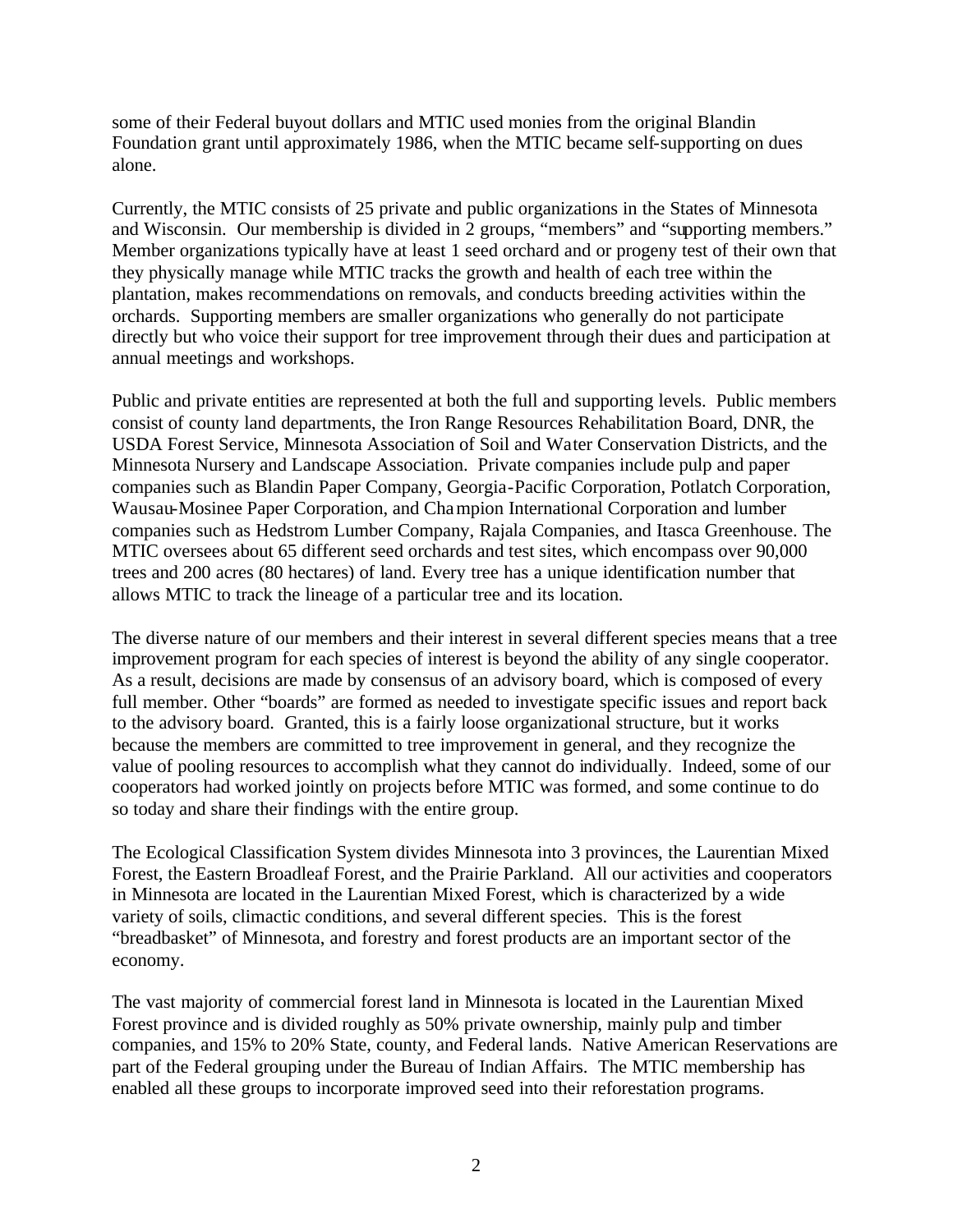some of their Federal buyout dollars and MTIC used monies from the original Blandin Foundation grant until approximately 1986, when the MTIC became self-supporting on dues alone.

Currently, the MTIC consists of 25 private and public organizations in the States of Minnesota and Wisconsin. Our membership is divided in 2 groups, "members" and "supporting members." Member organizations typically have at least 1 seed orchard and or progeny test of their own that they physically manage while MTIC tracks the growth and health of each tree within the plantation, makes recommendations on removals, and conducts breeding activities within the orchards. Supporting members are smaller organizations who generally do not participate directly but who voice their support for tree improvement through their dues and participation at annual meetings and workshops.

Public and private entities are represented at both the full and supporting levels. Public members consist of county land departments, the Iron Range Resources Rehabilitation Board, DNR, the USDA Forest Service, Minnesota Association of Soil and Water Conservation Districts, and the Minnesota Nursery and Landscape Association. Private companies include pulp and paper companies such as Blandin Paper Company, Georgia-Pacific Corporation, Potlatch Corporation, Wausau-Mosinee Paper Corporation, and Champion International Corporation and lumber companies such as Hedstrom Lumber Company, Rajala Companies, and Itasca Greenhouse. The MTIC oversees about 65 different seed orchards and test sites, which encompass over 90,000 trees and 200 acres (80 hectares) of land. Every tree has a unique identification number that allows MTIC to track the lineage of a particular tree and its location.

The diverse nature of our members and their interest in several different species means that a tree improvement program for each species of interest is beyond the ability of any single cooperator. As a result, decisions are made by consensus of an advisory board, which is composed of every full member. Other "boards" are formed as needed to investigate specific issues and report back to the advisory board. Granted, this is a fairly loose organizational structure, but it works because the members are committed to tree improvement in general, and they recognize the value of pooling resources to accomplish what they cannot do individually. Indeed, some of our cooperators had worked jointly on projects before MTIC was formed, and some continue to do so today and share their findings with the entire group.

The Ecological Classification System divides Minnesota into 3 provinces, the Laurentian Mixed Forest, the Eastern Broadleaf Forest, and the Prairie Parkland. All our activities and cooperators in Minnesota are located in the Laurentian Mixed Forest, which is characterized by a wide variety of soils, climactic conditions, and several different species. This is the forest "breadbasket" of Minnesota, and forestry and forest products are an important sector of the economy.

The vast majority of commercial forest land in Minnesota is located in the Laurentian Mixed Forest province and is divided roughly as 50% private ownership, mainly pulp and timber companies, and 15% to 20% State, county, and Federal lands. Native American Reservations are part of the Federal grouping under the Bureau of Indian Affairs. The MTIC membership has enabled all these groups to incorporate improved seed into their reforestation programs.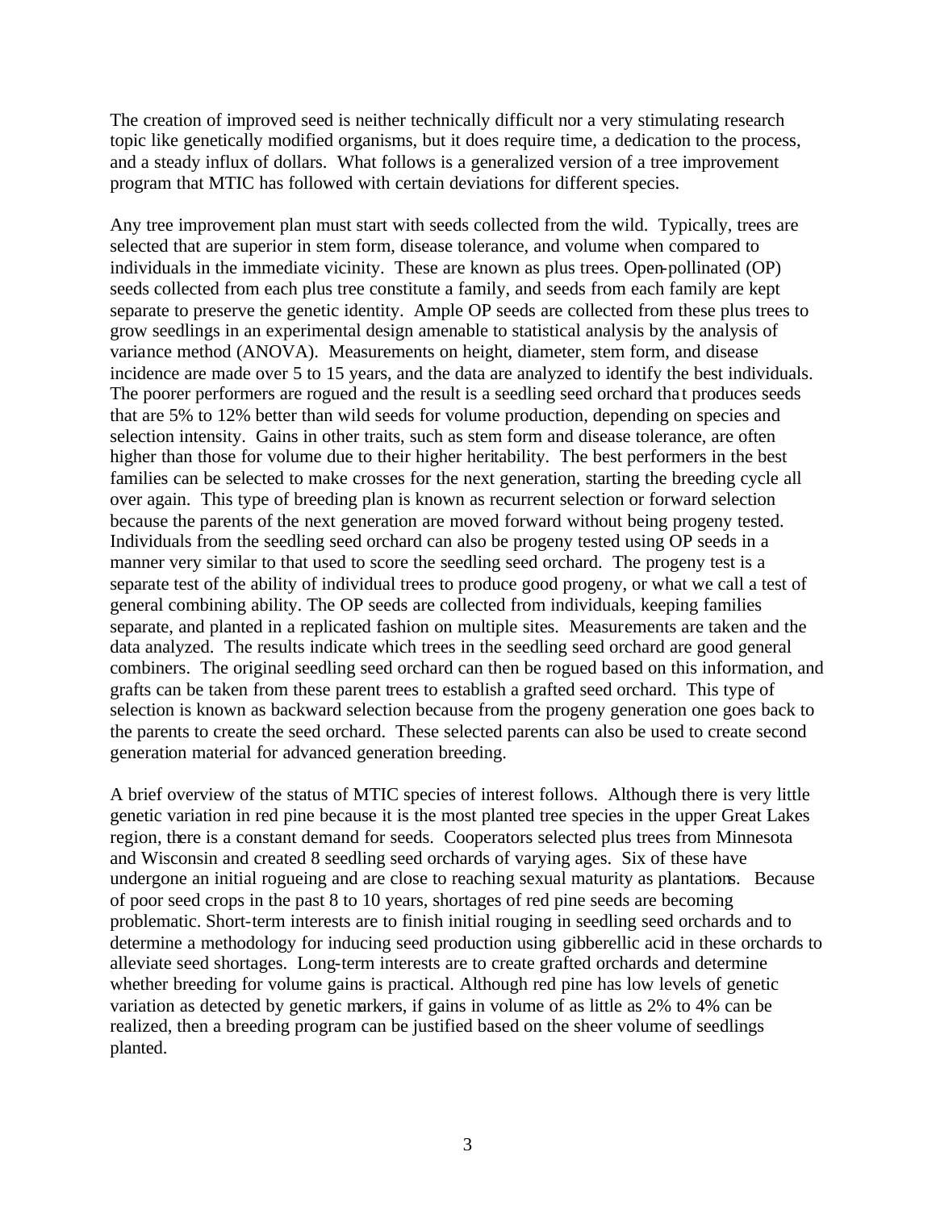The creation of improved seed is neither technically difficult nor a very stimulating research topic like genetically modified organisms, but it does require time, a dedication to the process, and a steady influx of dollars. What follows is a generalized version of a tree improvement program that MTIC has followed with certain deviations for different species.

Any tree improvement plan must start with seeds collected from the wild. Typically, trees are selected that are superior in stem form, disease tolerance, and volume when compared to individuals in the immediate vicinity. These are known as plus trees. Open-pollinated (OP) seeds collected from each plus tree constitute a family, and seeds from each family are kept separate to preserve the genetic identity. Ample OP seeds are collected from these plus trees to grow seedlings in an experimental design amenable to statistical analysis by the analysis of variance method (ANOVA). Measurements on height, diameter, stem form, and disease incidence are made over 5 to 15 years, and the data are analyzed to identify the best individuals. The poorer performers are rogued and the result is a seedling seed orchard that produces seeds that are 5% to 12% better than wild seeds for volume production, depending on species and selection intensity. Gains in other traits, such as stem form and disease tolerance, are often higher than those for volume due to their higher heritability. The best performers in the best families can be selected to make crosses for the next generation, starting the breeding cycle all over again. This type of breeding plan is known as recurrent selection or forward selection because the parents of the next generation are moved forward without being progeny tested. Individuals from the seedling seed orchard can also be progeny tested using OP seeds in a manner very similar to that used to score the seedling seed orchard. The progeny test is a separate test of the ability of individual trees to produce good progeny, or what we call a test of general combining ability. The OP seeds are collected from individuals, keeping families separate, and planted in a replicated fashion on multiple sites. Measurements are taken and the data analyzed. The results indicate which trees in the seedling seed orchard are good general combiners. The original seedling seed orchard can then be rogued based on this information, and grafts can be taken from these parent trees to establish a grafted seed orchard. This type of selection is known as backward selection because from the progeny generation one goes back to the parents to create the seed orchard. These selected parents can also be used to create second generation material for advanced generation breeding.

A brief overview of the status of MTIC species of interest follows. Although there is very little genetic variation in red pine because it is the most planted tree species in the upper Great Lakes region, there is a constant demand for seeds. Cooperators selected plus trees from Minnesota and Wisconsin and created 8 seedling seed orchards of varying ages. Six of these have undergone an initial rogueing and are close to reaching sexual maturity as plantations. Because of poor seed crops in the past 8 to 10 years, shortages of red pine seeds are becoming problematic. Short-term interests are to finish initial rouging in seedling seed orchards and to determine a methodology for inducing seed production using gibberellic acid in these orchards to alleviate seed shortages. Long-term interests are to create grafted orchards and determine whether breeding for volume gains is practical. Although red pine has low levels of genetic variation as detected by genetic markers, if gains in volume of as little as 2% to 4% can be realized, then a breeding program can be justified based on the sheer volume of seedlings planted.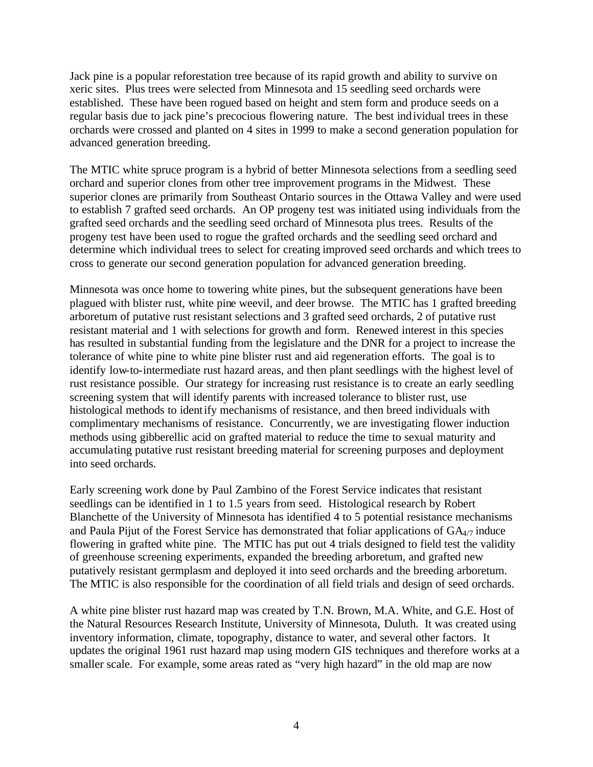Jack pine is a popular reforestation tree because of its rapid growth and ability to survive on xeric sites. Plus trees were selected from Minnesota and 15 seedling seed orchards were established. These have been rogued based on height and stem form and produce seeds on a regular basis due to jack pine's precocious flowering nature. The best individual trees in these orchards were crossed and planted on 4 sites in 1999 to make a second generation population for advanced generation breeding.

The MTIC white spruce program is a hybrid of better Minnesota selections from a seedling seed orchard and superior clones from other tree improvement programs in the Midwest. These superior clones are primarily from Southeast Ontario sources in the Ottawa Valley and were used to establish 7 grafted seed orchards. An OP progeny test was initiated using individuals from the grafted seed orchards and the seedling seed orchard of Minnesota plus trees. Results of the progeny test have been used to rogue the grafted orchards and the seedling seed orchard and determine which individual trees to select for creating improved seed orchards and which trees to cross to generate our second generation population for advanced generation breeding.

Minnesota was once home to towering white pines, but the subsequent generations have been plagued with blister rust, white pine weevil, and deer browse. The MTIC has 1 grafted breeding arboretum of putative rust resistant selections and 3 grafted seed orchards, 2 of putative rust resistant material and 1 with selections for growth and form. Renewed interest in this species has resulted in substantial funding from the legislature and the DNR for a project to increase the tolerance of white pine to white pine blister rust and aid regeneration efforts. The goal is to identify low-to-intermediate rust hazard areas, and then plant seedlings with the highest level of rust resistance possible. Our strategy for increasing rust resistance is to create an early seedling screening system that will identify parents with increased tolerance to blister rust, use histological methods to identify mechanisms of resistance, and then breed individuals with complimentary mechanisms of resistance. Concurrently, we are investigating flower induction methods using gibberellic acid on grafted material to reduce the time to sexual maturity and accumulating putative rust resistant breeding material for screening purposes and deployment into seed orchards.

Early screening work done by Paul Zambino of the Forest Service indicates that resistant seedlings can be identified in 1 to 1.5 years from seed. Histological research by Robert Blanchette of the University of Minnesota has identified 4 to 5 potential resistance mechanisms and Paula Pijut of the Forest Service has demonstrated that foliar applications of $GA_{4/7}$ induce flowering in grafted white pine. The MTIC has put out 4 trials designed to field test the validity of greenhouse screening experiments, expanded the breeding arboretum, and grafted new putatively resistant germplasm and deployed it into seed orchards and the breeding arboretum. The MTIC is also responsible for the coordination of all field trials and design of seed orchards.

A white pine blister rust hazard map was created by T.N. Brown, M.A. White, and G.E. Host of the Natural Resources Research Institute, University of Minnesota, Duluth. It was created using inventory information, climate, topography, distance to water, and several other factors. It updates the original 1961 rust hazard map using modern GIS techniques and therefore works at a smaller scale. For example, some areas rated as "very high hazard" in the old map are now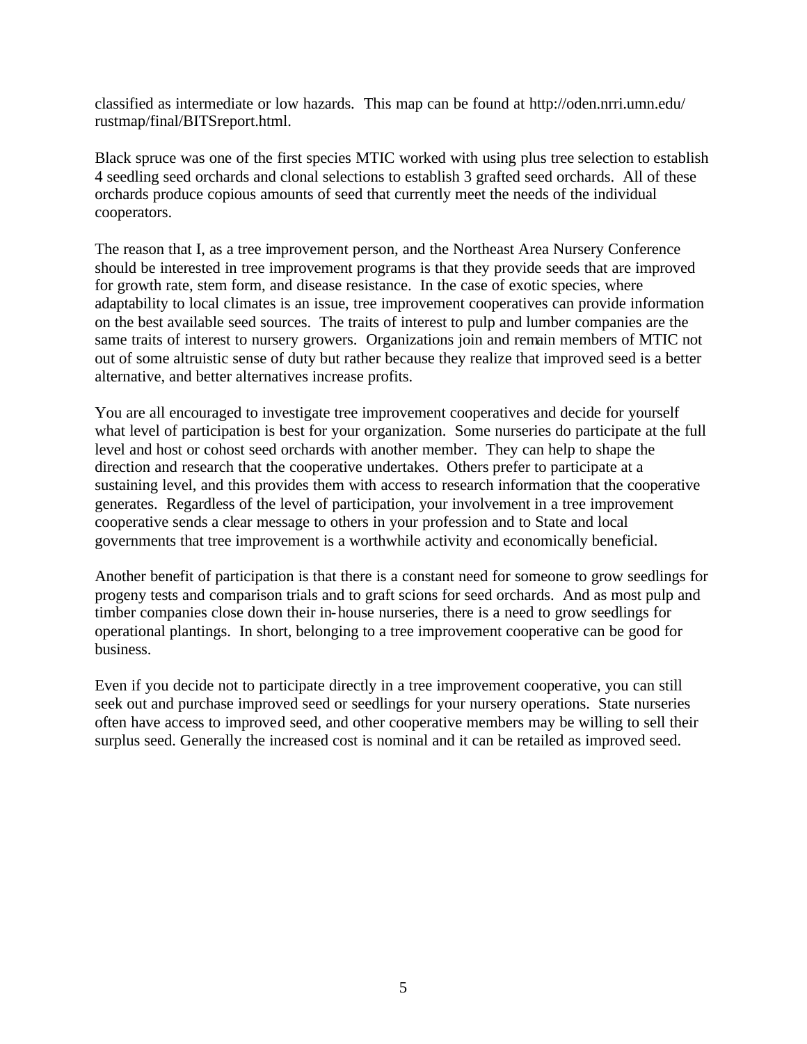classified as intermediate or low hazards. This map can be found at http://oden.nrri.umn.edu/rustmap/final/BITSreport.html.

Black spruce was one of the first species MTIC worked with using plus tree selection to establish 4 seedling seed orchards and clonal selections to establish 3 grafted seed orchards. All of these orchards produce copious amounts of seed that currently meet the needs of the individual cooperators.

The reason that I, as a tree improvement person, and the Northeast Area Nursery Conference should be interested in tree improvement programs is that they provide seeds that are improved for growth rate, stem form, and disease resistance. In the case of exotic species, where adaptability to local climates is an issue, tree improvement cooperatives can provide information on the best available seed sources. The traits of interest to pulp and lumber companies are the same traits of interest to nursery growers. Organizations join and remain members of MTIC not out of some altruistic sense of duty but rather because they realize that improved seed is a better alternative, and better alternatives increase profits.

You are all encouraged to investigate tree improvement cooperatives and decide for yourself what level of participation is best for your organization. Some nurseries do participate at the full level and host or cohost seed orchards with another member. They can help to shape the direction and research that the cooperative undertakes. Others prefer to participate at a sustaining level, and this provides them with access to research information that the cooperative generates. Regardless of the level of participation, your involvement in a tree improvement cooperative sends a clear message to others in your profession and to State and local governments that tree improvement is a worthwhile activity and economically beneficial.

Another benefit of participation is that there is a constant need for someone to grow seedlings for progeny tests and comparison trials and to graft scions for seed orchards. And as most pulp and timber companies close down their in-house nurseries, there is a need to grow seedlings for operational plantings. In short, belonging to a tree improvement cooperative can be good for business.

Even if you decide not to participate directly in a tree improvement cooperative, you can still seek out and purchase improved seed or seedlings for your nursery operations. State nurseries often have access to improved seed, and other cooperative members may be willing to sell their surplus seed. Generally the increased cost is nominal and it can be retailed as improved seed.